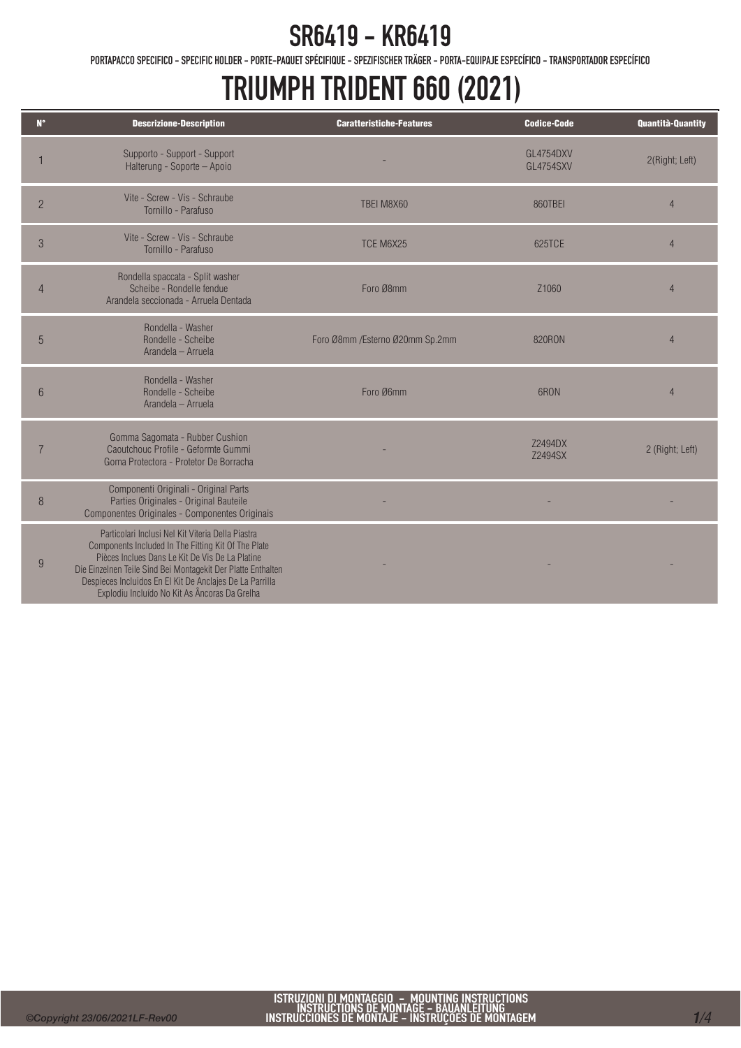# SR6419 - KR6419

PORTAPACCO SPECIFICO - SPECIFIC HOLDER - PORTE-PAQUET SPÉCIFIQUE - SPEZIFISCHER TRÄGER - PORTA-EQUIPAJE ESPECÍFICO - TRANSPORTADOR ESPECÍFICO

# TRIUMPH TRIDENT 660 (2021)

| N° | Descrizione-Description | Caratteristiche-Features | Codice-Code | Quantità-Quantity |
|---|---|---|---|---|
| 1 | Supporto - Support - Support Halterung - Soporte – Apoio | - | GL4754DXV GL4754SXV | 2(Right; Left) |
| 2 | Vite - Screw - Vis - Schraube Tornillo - Parafuso | TBEI M8X60 | 860TBEI | 4 |
| 3 | Vite - Screw - Vis - Schraube Tornillo - Parafuso | TCE M6X25 | 625TCE | 4 |
| 4 | Rondella spaccata - Split washer Scheibe - Rondelle fendue Arandela seccionada - Arruela Dentada | Foro Ø8mm | Z1060 | 4 |
| 5 | Rondella - Washer Rondelle - Scheibe Arandela – Arruela | Foro Ø8mm /Esterno Ø20mm Sp.2mm | 820RON | 4 |
| 6 | Rondella - Washer Rondelle - Scheibe Arandela – Arruela | Foro Ø6mm | 6RON | 4 |
| 7 | Gomma Sagomata - Rubber Cushion Caoutchouc Profile - Geformte Gummi Goma Protectora - Protetor De Borracha | - | Z2494DX Z2494SX | 2 (Right; Left) |
| 8 | Componenti Originali - Original Parts Parties Originales - Original Bauteile Componentes Originales - Componentes Originais | - | - | - |
| 9 | Particolari Inclusi Nel Kit Viteria Della Piastra Components Included In The Fitting Kit Of The Plate Pièces Inclues Dans Le Kit De Vis De La Platine Die Einzelnen Teile Sind Bei Montagekit Der Platte Enthalten Despieces Incluidos En El Kit De Anclajes De La Parrilla Explodiu Incluído No Kit As Âncoras Da Grelha | - | - | - |

ISTRUZIONI DI MONTAGGIO - MOUNTING INSTRUCTIONS
INSTRUCTIONS DE MONTAGE - BAUANLEITUNG
INSTRUCCIONES DE MONTAJE - INSTRUÇOES DE MONTAGEM

©Copyright 23/06/2021LF-Rev00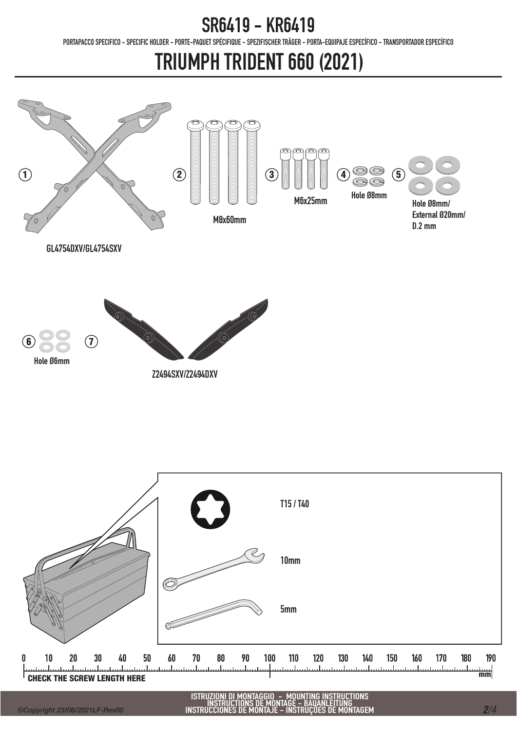# SR6419 - KR6419

PORTAPACCO SPECIFICO - SPECIFIC HOLDER - PORTE-PAQUET SPÉCIFIQUE - SPEZIFISCHER TRÄGER - PORTA-EQUIPAJE ESPECÍFICO - TRANSPORTADOR ESPECÍFICO

# TRIUMPH TRIDENT 660 (2021)

1 GL4754DXV/GL4754SXV

2 M8x60mm

3 M6x25mm

4 Hole Ø8mm

5 Hole Ø8mm/ External Ø20mm/ D.2 mm

6 Hole Ø6mm

7 Z2494SXV/Z2494DXV

T15 / T40

10mm

5mm

0 10 20 30 40 50 60 70 80 90 100 110 120 130 140 150 160 170 180 190 mm

CHECK THE SCREW LENGTH HERE

ISTRUZIONI DI MONTAGGIO - MOUNTING INSTRUCTIONS
INSTRUCTIONS DE MONTAGE - BAUANLEITUNG
INSTRUCCIONES DE MONTAJE - INSTRUÇOES DE MONTAGEM

©Copyright 23/06/2021LF-Rev00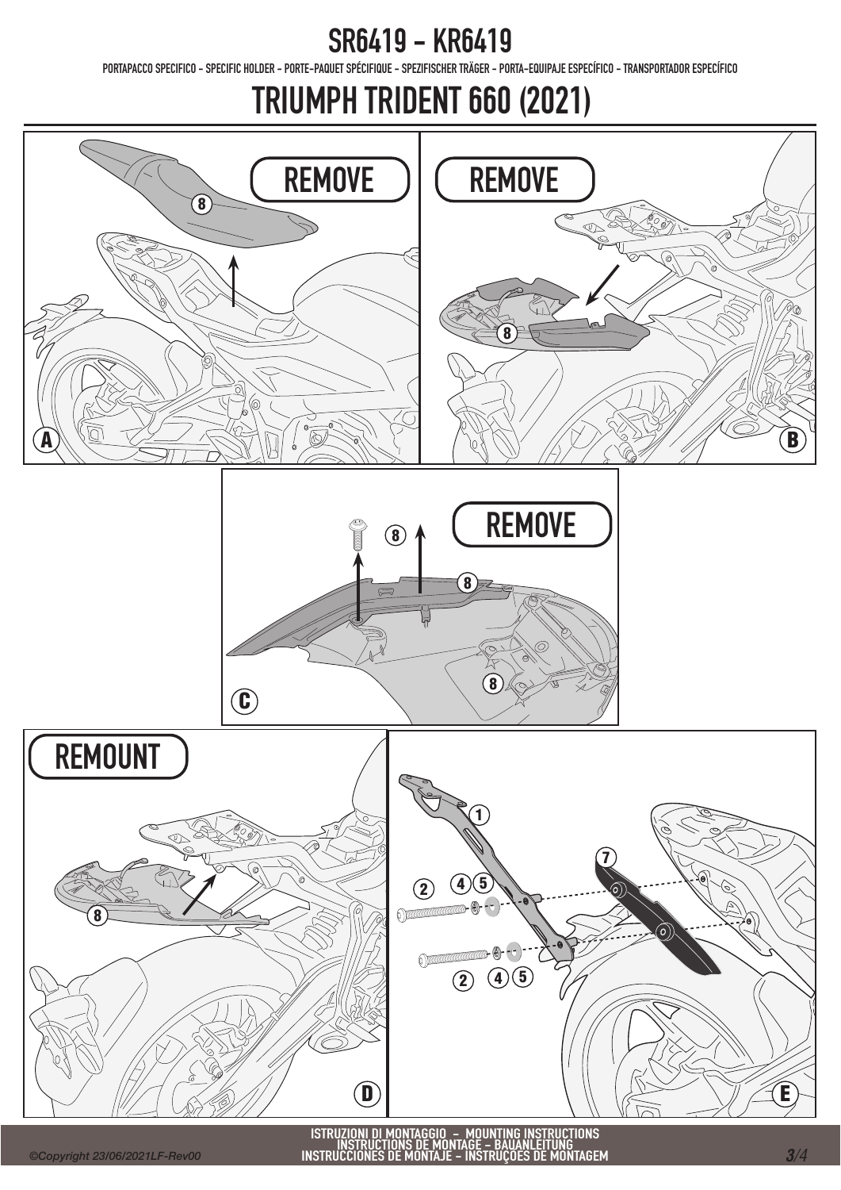# SR6419 - KR6419

PORTAPACCO SPECIFICO - SPECIFIC HOLDER - PORTE-PAQUET SPÉCIFIQUE - SPEZIFISCHER TRÄGER - PORTA-EQUIPAJE ESPECÍFICO - TRANSPORTADOR ESPECÍFICO

# TRIUMPH TRIDENT 660 (2021)

**A** — REMOVE — 8

**B** — REMOVE — 8

**C** — REMOVE — 8

**D** — REMOUNT — 8

**E** — 1, 2, 4, 5, 7

ISTRUZIONI DI MONTAGGIO - MOUNTING INSTRUCTIONS
INSTRUCTIONS DE MONTAGE - BAUANLEITUNG
INSTRUCCIONES DE MONTAJE - INSTRUÇOES DE MONTAGEM

©Copyright 23/06/2021LF-Rev00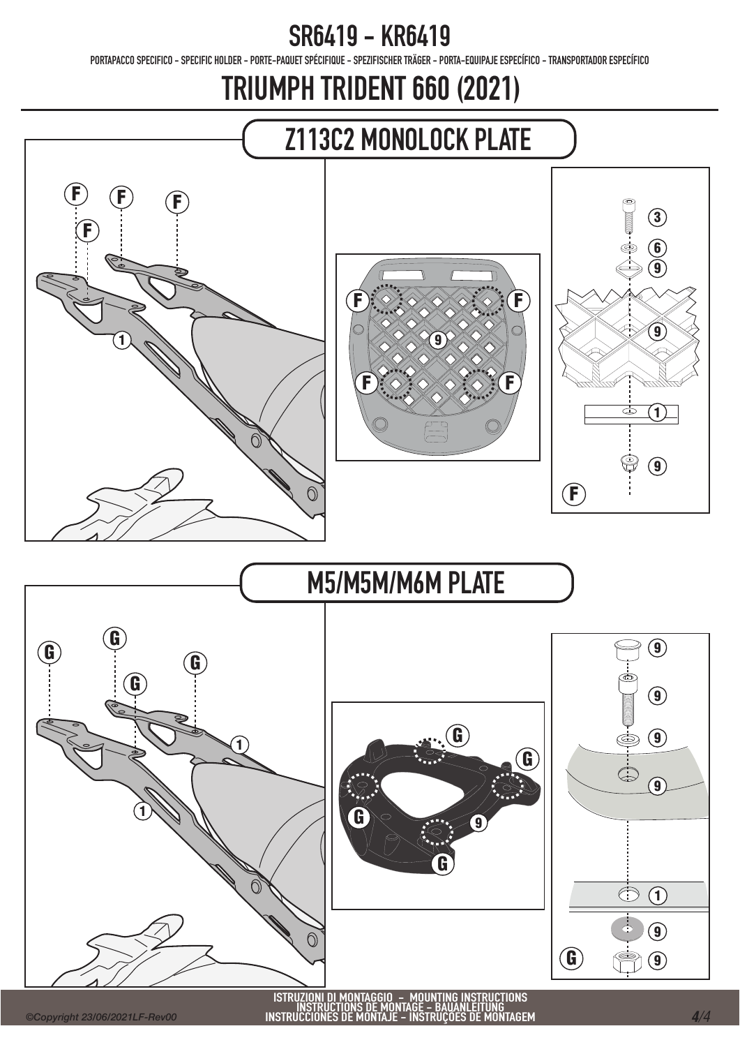# SR6419 - KR6419

PORTAPACCO SPECIFICO - SPECIFIC HOLDER - PORTE-PAQUET SPÉCIFIQUE - SPEZIFISCHER TRÄGER - PORTA-EQUIPAJE ESPECÍFICO - TRANSPORTADOR ESPECÍFICO

# TRIUMPH TRIDENT 660 (2021)

## Z113C2 MONOLOCK PLATE

F F F F

1

F F F F

9

3
6
9
9
1
9
F

## M5/M5M/M6M PLATE

G G G G

1
1

G G G G

9

9
9
9
9
1
9
G
9

ISTRUZIONI DI MONTAGGIO - MOUNTING INSTRUCTIONS
INSTRUCTIONS DE MONTAGE - BAUANLEITUNG
INSTRUCCIONES DE MONTAJE - INSTRUÇÕES DE MONTAGEM

©Copyright 23/06/2021LF-Rev00